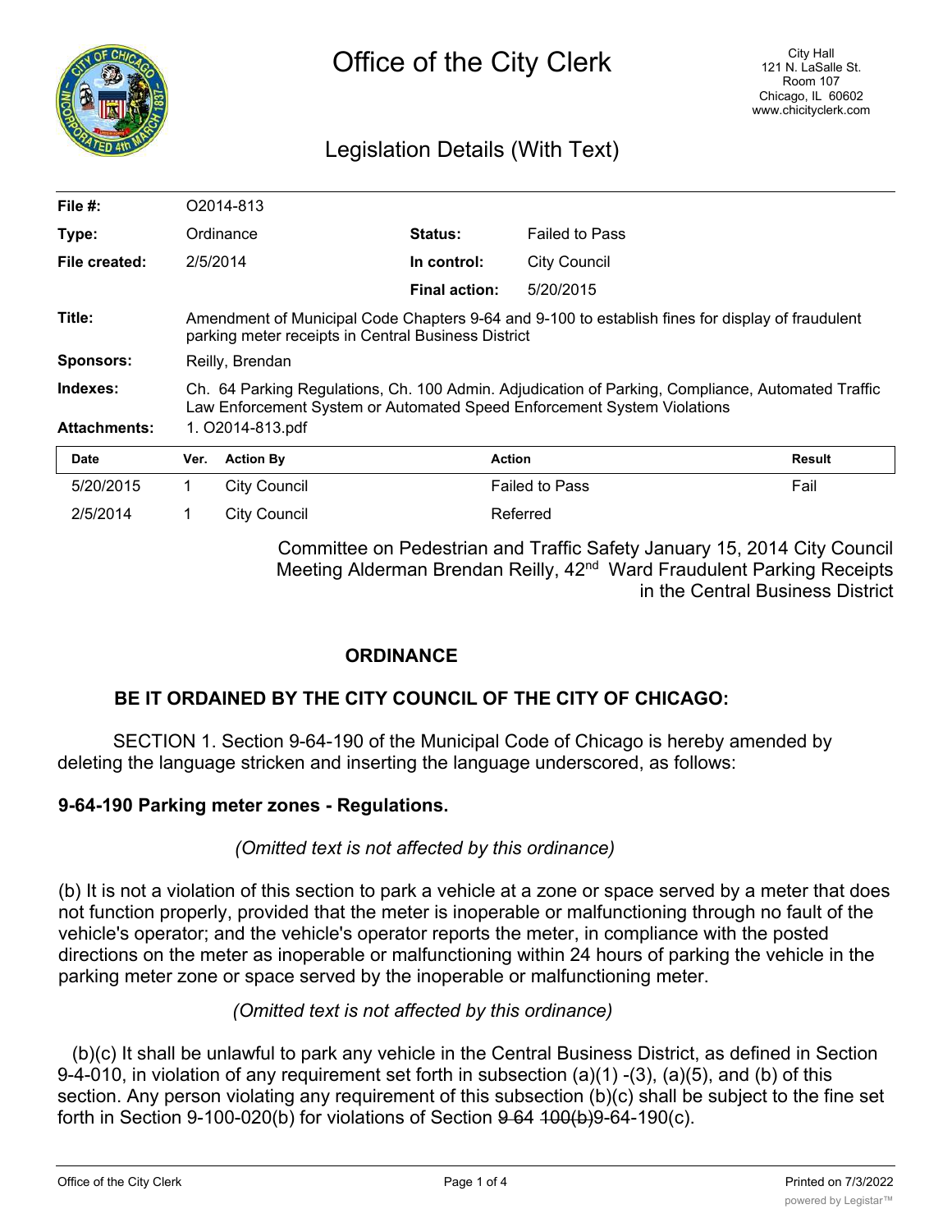# Office of the City Clerk

City Hall
121 N. LaSalle St.
Room 107
Chicago, IL 60602
www.chicityclerk.com

## Legislation Details (With Text)

| | | | |
|---|---|---|---|
| **File #:** | O2014-813 | | |
| **Type:** | Ordinance | **Status:** | Failed to Pass |
| **File created:** | 2/5/2014 | **In control:** | City Council |
| | | **Final action:** | 5/20/2015 |

**Title:** Amendment of Municipal Code Chapters 9-64 and 9-100 to establish fines for display of fraudulent parking meter receipts in Central Business District

**Sponsors:** Reilly, Brendan

**Indexes:** Ch. 64 Parking Regulations, Ch. 100 Admin. Adjudication of Parking, Compliance, Automated Traffic Law Enforcement System or Automated Speed Enforcement System Violations

**Attachments:** 1. O2014-813.pdf

| Date | Ver. | Action By | Action | Result |
|---|---|---|---|---|
| 5/20/2015 | 1 | City Council | Failed to Pass | Fail |
| 2/5/2014 | 1 | City Council | Referred | |

Committee on Pedestrian and Traffic Safety January 15, 2014 City Council Meeting Alderman Brendan Reilly, 42nd Ward Fraudulent Parking Receipts in the Central Business District

**ORDINANCE**

**BE IT ORDAINED BY THE CITY COUNCIL OF THE CITY OF CHICAGO:**

SECTION 1. Section 9-64-190 of the Municipal Code of Chicago is hereby amended by deleting the language stricken and inserting the language underscored, as follows:

**9-64-190 Parking meter zones - Regulations.**

*(Omitted text is not affected by this ordinance)*

(b) It is not a violation of this section to park a vehicle at a zone or space served by a meter that does not function properly, provided that the meter is inoperable or malfunctioning through no fault of the vehicle's operator; and the vehicle's operator reports the meter, in compliance with the posted directions on the meter as inoperable or malfunctioning within 24 hours of parking the vehicle in the parking meter zone or space served by the inoperable or malfunctioning meter.

*(Omitted text is not affected by this ordinance)*

(b)(c) It shall be unlawful to park any vehicle in the Central Business District, as defined in Section 9-4-010, in violation of any requirement set forth in subsection (a)(1) -(3), (a)(5), and (b) of this section. Any person violating any requirement of this subsection (b)(c) shall be subject to the fine set forth in Section 9-100-020(b) for violations of Section ~~9 64 100(b)~~9-64-190(c).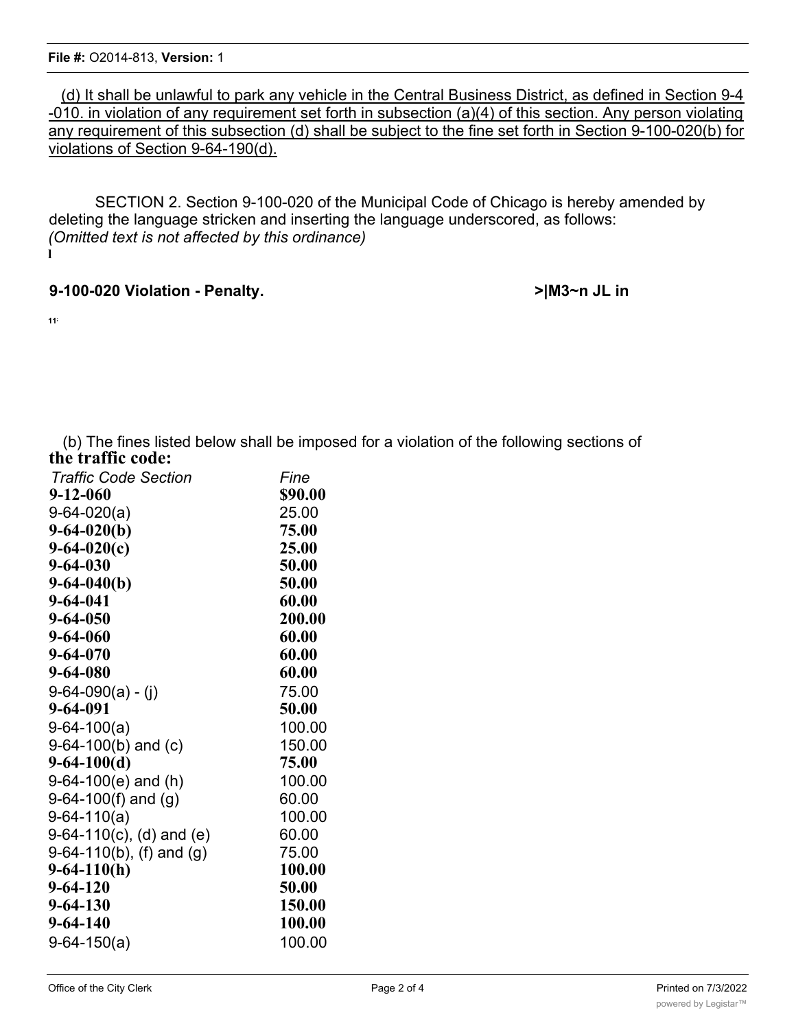(d) It shall be unlawful to park any vehicle in the Central Business District, as defined in Section 9-4-010. in violation of any requirement set forth in subsection (a)(4) of this section. Any person violating any requirement of this subsection (d) shall be subject to the fine set forth in Section 9-100-020(b) for violations of Section 9-64-190(d).

SECTION 2. Section 9-100-020 of the Municipal Code of Chicago is hereby amended by deleting the language stricken and inserting the language underscored, as follows:
*(Omitted text is not affected by this ordinance)*

**9-100-020 Violation - Penalty.**

(b) The fines listed below shall be imposed for a violation of the following sections of the traffic code:

| *Traffic Code Section* | *Fine* |
|---|---|
| 9-12-060 | $90.00 |
| 9-64-020(a) | 25.00 |
| 9-64-020(b) | 75.00 |
| 9-64-020(c) | 25.00 |
| 9-64-030 | 50.00 |
| 9-64-040(b) | 50.00 |
| 9-64-041 | 60.00 |
| 9-64-050 | 200.00 |
| 9-64-060 | 60.00 |
| 9-64-070 | 60.00 |
| 9-64-080 | 60.00 |
| 9-64-090(a) - (j) | 75.00 |
| 9-64-091 | 50.00 |
| 9-64-100(a) | 100.00 |
| 9-64-100(b) and (c) | 150.00 |
| 9-64-100(d) | 75.00 |
| 9-64-100(e) and (h) | 100.00 |
| 9-64-100(f) and (g) | 60.00 |
| 9-64-110(a) | 100.00 |
| 9-64-110(c), (d) and (e) | 60.00 |
| 9-64-110(b), (f) and (g) | 75.00 |
| 9-64-110(h) | 100.00 |
| 9-64-120 | 50.00 |
| 9-64-130 | 150.00 |
| 9-64-140 | 100.00 |
| 9-64-150(a) | 100.00 |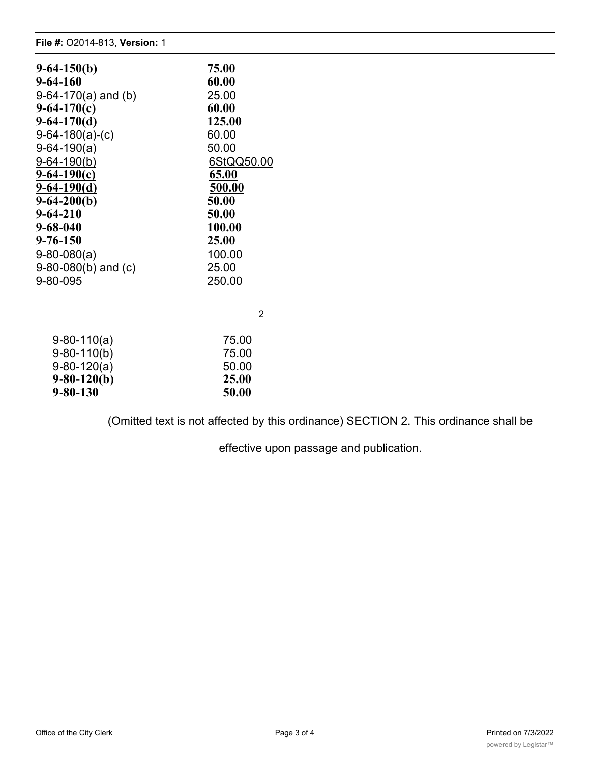| | |
|---|---|
| **9-64-150(b)** | **75.00** |
| **9-64-160** | **60.00** |
| 9-64-170(a) and (b) | 25.00 |
| **9-64-170(c)** | **60.00** |
| **9-64-170(d)** | **125.00** |
| 9-64-180(a)-(c) | 60.00 |
| 9-64-190(a) | 50.00 |
| <u>9-64-190(b)</u> | <u>6StQQ50.00</u> |
| <u>**9-64-190(c)**</u> | <u>**65.00**</u> |
| <u>**9-64-190(d)**</u> | <u>**500.00**</u> |
| **9-64-200(b)** | **50.00** |
| **9-64-210** | **50.00** |
| **9-68-040** | **100.00** |
| **9-76-150** | **25.00** |
| 9-80-080(a) | 100.00 |
| 9-80-080(b) and (c) | 25.00 |
| 9-80-095 | 250.00 |

2

| | |
|---|---|
| 9-80-110(a) | 75.00 |
| 9-80-110(b) | 75.00 |
| 9-80-120(a) | 50.00 |
| **9-80-120(b)** | **25.00** |
| **9-80-130** | **50.00** |

(Omitted text is not affected by this ordinance) SECTION 2. This ordinance shall be

effective upon passage and publication.